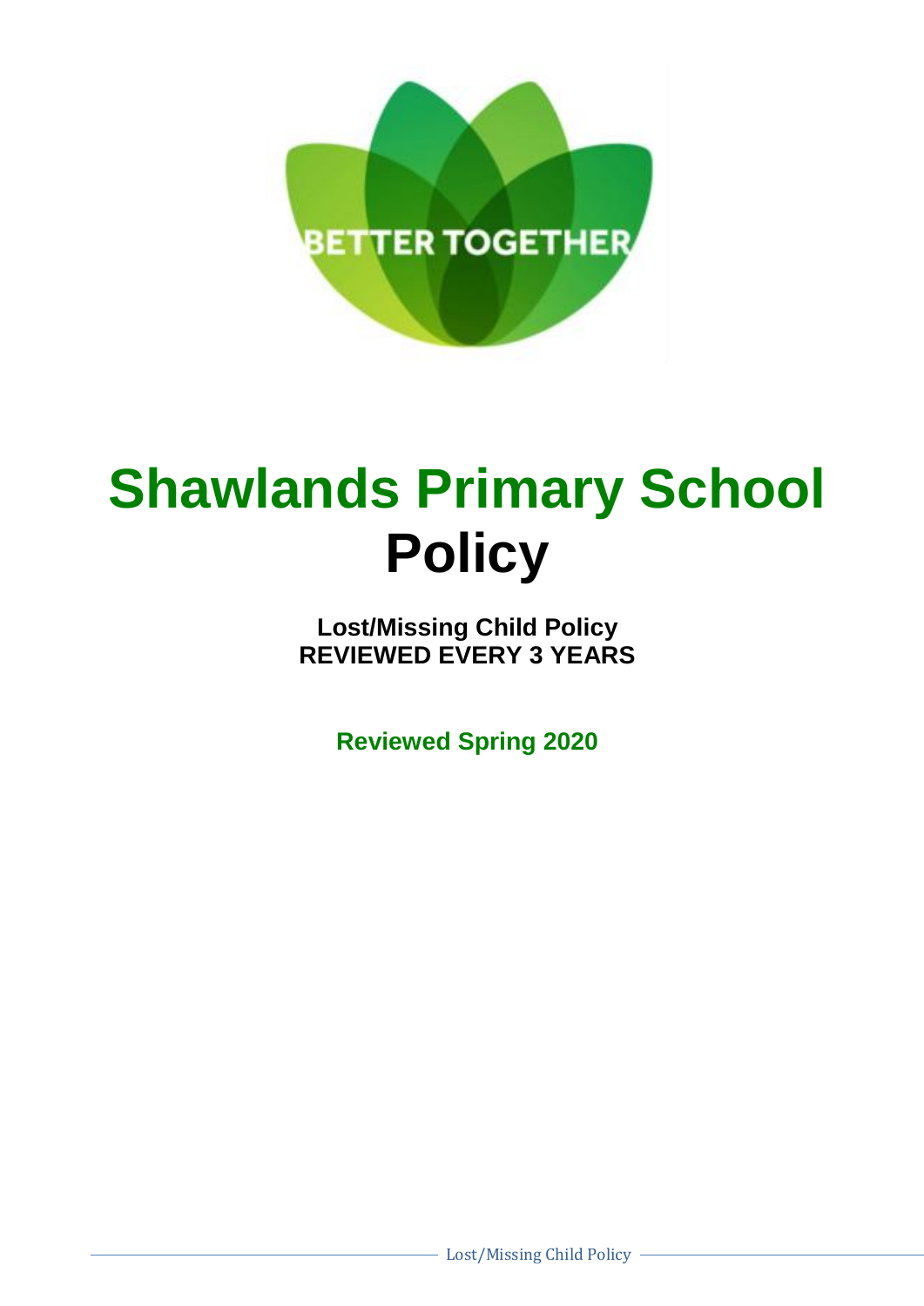BETTER TOGETHER

# Shawlands Primary School Policy

**Lost/Missing Child Policy**
**REVIEWED EVERY 3 YEARS**

**Reviewed Spring 2020**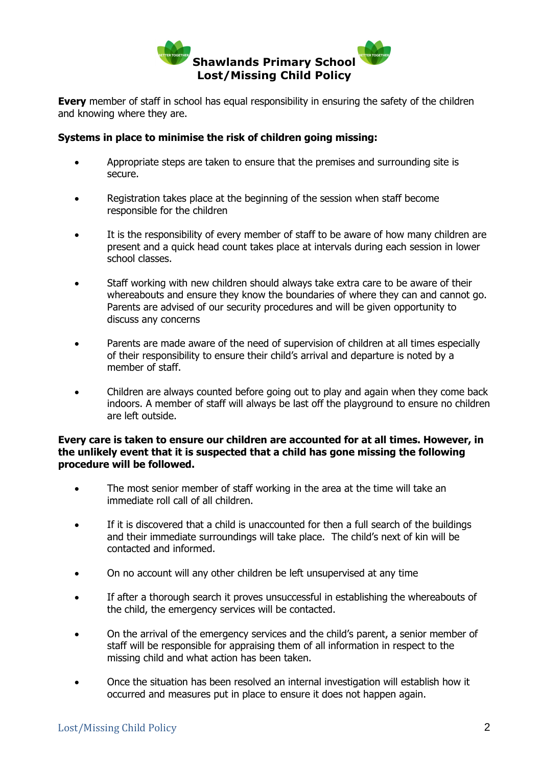# Shawlands Primary School
## Lost/Missing Child Policy

**Every** member of staff in school has equal responsibility in ensuring the safety of the children and knowing where they are.

**Systems in place to minimise the risk of children going missing:**

- Appropriate steps are taken to ensure that the premises and surrounding site is secure.
- Registration takes place at the beginning of the session when staff become responsible for the children
- It is the responsibility of every member of staff to be aware of how many children are present and a quick head count takes place at intervals during each session in lower school classes.
- Staff working with new children should always take extra care to be aware of their whereabouts and ensure they know the boundaries of where they can and cannot go. Parents are advised of our security procedures and will be given opportunity to discuss any concerns
- Parents are made aware of the need of supervision of children at all times especially of their responsibility to ensure their child's arrival and departure is noted by a member of staff.
- Children are always counted before going out to play and again when they come back indoors. A member of staff will always be last off the playground to ensure no children are left outside.

**Every care is taken to ensure our children are accounted for at all times. However, in the unlikely event that it is suspected that a child has gone missing the following procedure will be followed.**

- The most senior member of staff working in the area at the time will take an immediate roll call of all children.
- If it is discovered that a child is unaccounted for then a full search of the buildings and their immediate surroundings will take place. The child's next of kin will be contacted and informed.
- On no account will any other children be left unsupervised at any time
- If after a thorough search it proves unsuccessful in establishing the whereabouts of the child, the emergency services will be contacted.
- On the arrival of the emergency services and the child's parent, a senior member of staff will be responsible for appraising them of all information in respect to the missing child and what action has been taken.
- Once the situation has been resolved an internal investigation will establish how it occurred and measures put in place to ensure it does not happen again.